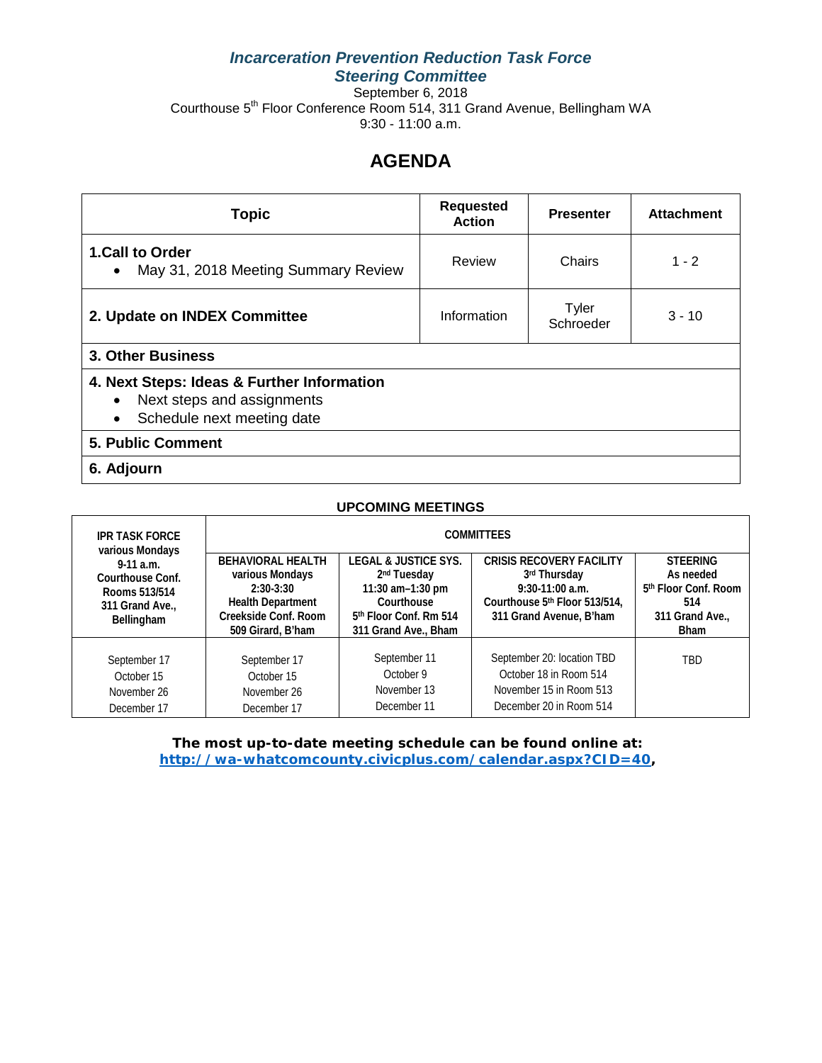# *Incarceration Prevention Reduction Task Force*
## *Steering Committee*

September 6, 2018
Courthouse 5th Floor Conference Room 514, 311 Grand Avenue, Bellingham WA
9:30 - 11:00 a.m.

# AGENDA

| Topic | Requested Action | Presenter | Attachment |
|---|---|---|---|
| **1.Call to Order**<br>• May 31, 2018 Meeting Summary Review | Review | Chairs | 1 - 2 |
| **2. Update on INDEX Committee** | Information | Tyler Schroeder | 3 - 10 |
| **3. Other Business** | | | |
| **4. Next Steps: Ideas & Further Information**<br>• Next steps and assignments<br>• Schedule next meeting date | | | |
| **5. Public Comment** | | | |
| **6. Adjourn** | | | |

**UPCOMING MEETINGS**

| IPR TASK FORCE various Mondays 9-11 a.m. Courthouse Conf. Rooms 513/514 311 Grand Ave., Bellingham | COMMITTEES | | | |
|---|---|---|---|---|
| | **BEHAVIORAL HEALTH** various Mondays 2:30-3:30 Health Department Creekside Conf. Room 509 Girard, B'ham | **LEGAL & JUSTICE SYS.** 2nd Tuesday 11:30 am–1:30 pm Courthouse 5th Floor Conf. Rm 514 311 Grand Ave., Bham | **CRISIS RECOVERY FACILITY** 3rd Thursday 9:30-11:00 a.m. Courthouse 5th Floor 513/514, 311 Grand Avenue, B'ham | **STEERING** As needed 5th Floor Conf. Room 514 311 Grand Ave., Bham |
| September 17<br>October 15<br>November 26<br>December 17 | September 17<br>October 15<br>November 26<br>December 17 | September 11<br>October 9<br>November 13<br>December 11 | September 20: location TBD<br>October 18 in Room 514<br>November 15 in Room 513<br>December 20 in Room 514 | TBD |

**The most up-to-date meeting schedule can be found online at:**
**http://wa-whatcomcounty.civicplus.com/calendar.aspx?CID=40,**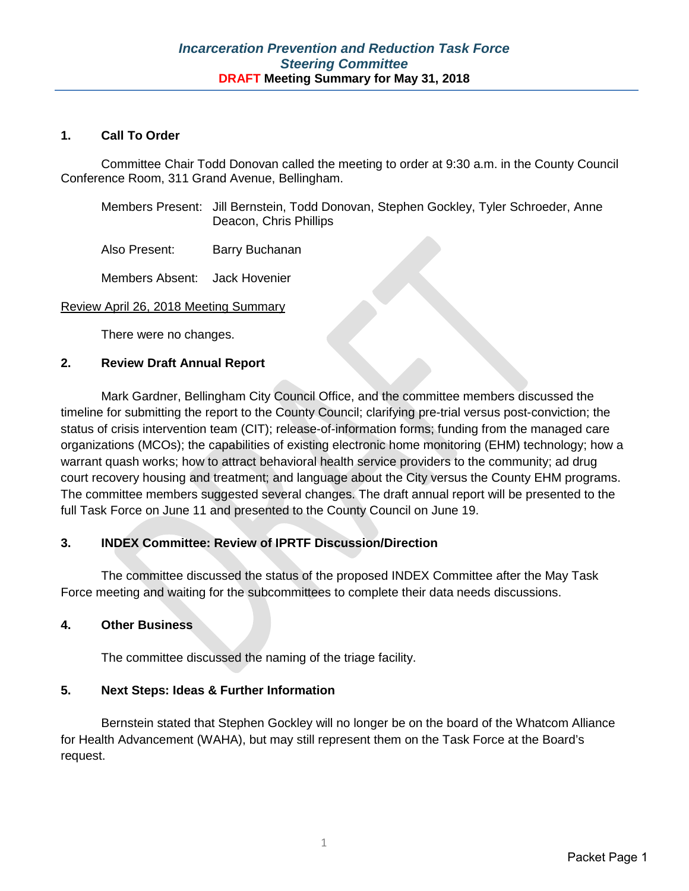## *Incarceration Prevention and Reduction Task Force*
## *Steering Committee*
**DRAFT Meeting Summary for May 31, 2018**

### 1. Call To Order

Committee Chair Todd Donovan called the meeting to order at 9:30 a.m. in the County Council Conference Room, 311 Grand Avenue, Bellingham.

Members Present: Jill Bernstein, Todd Donovan, Stephen Gockley, Tyler Schroeder, Anne Deacon, Chris Phillips

Also Present: Barry Buchanan

Members Absent: Jack Hovenier

Review April 26, 2018 Meeting Summary

There were no changes.

### 2. Review Draft Annual Report

Mark Gardner, Bellingham City Council Office, and the committee members discussed the timeline for submitting the report to the County Council; clarifying pre-trial versus post-conviction; the status of crisis intervention team (CIT); release-of-information forms; funding from the managed care organizations (MCOs); the capabilities of existing electronic home monitoring (EHM) technology; how a warrant quash works; how to attract behavioral health service providers to the community; ad drug court recovery housing and treatment; and language about the City versus the County EHM programs. The committee members suggested several changes. The draft annual report will be presented to the full Task Force on June 11 and presented to the County Council on June 19.

### 3. INDEX Committee: Review of IPRTF Discussion/Direction

The committee discussed the status of the proposed INDEX Committee after the May Task Force meeting and waiting for the subcommittees to complete their data needs discussions.

### 4. Other Business

The committee discussed the naming of the triage facility.

### 5. Next Steps: Ideas & Further Information

Bernstein stated that Stephen Gockley will no longer be on the board of the Whatcom Alliance for Health Advancement (WAHA), but may still represent them on the Task Force at the Board's request.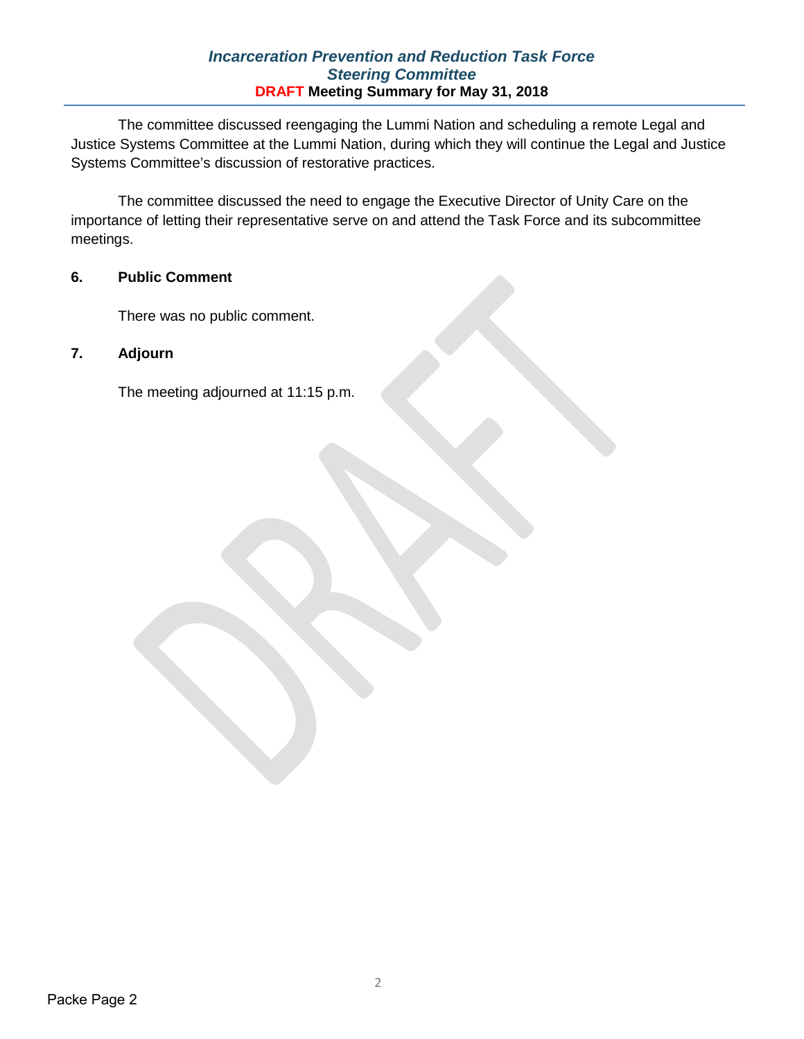The committee discussed reengaging the Lummi Nation and scheduling a remote Legal and Justice Systems Committee at the Lummi Nation, during which they will continue the Legal and Justice Systems Committee's discussion of restorative practices.

The committee discussed the need to engage the Executive Director of Unity Care on the importance of letting their representative serve on and attend the Task Force and its subcommittee meetings.

**6. Public Comment**

There was no public comment.

**7. Adjourn**

The meeting adjourned at 11:15 p.m.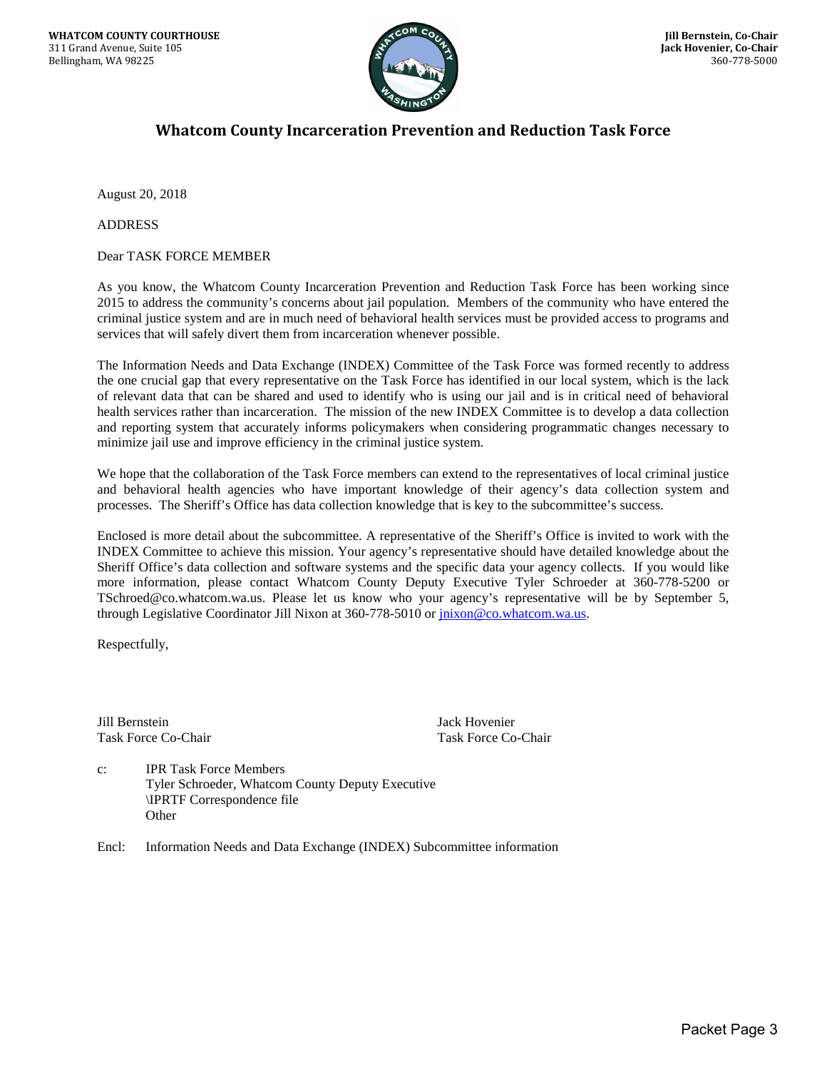WHATCOM COUNTY COURTHOUSE
311 Grand Avenue, Suite 105
Bellingham, WA 98225

**Jill Bernstein, Co-Chair**
**Jack Hovenier, Co-Chair**
360-778-5000

# Whatcom County Incarceration Prevention and Reduction Task Force

August 20, 2018

ADDRESS

Dear TASK FORCE MEMBER

As you know, the Whatcom County Incarceration Prevention and Reduction Task Force has been working since 2015 to address the community's concerns about jail population. Members of the community who have entered the criminal justice system and are in much need of behavioral health services must be provided access to programs and services that will safely divert them from incarceration whenever possible.

The Information Needs and Data Exchange (INDEX) Committee of the Task Force was formed recently to address the one crucial gap that every representative on the Task Force has identified in our local system, which is the lack of relevant data that can be shared and used to identify who is using our jail and is in critical need of behavioral health services rather than incarceration. The mission of the new INDEX Committee is to develop a data collection and reporting system that accurately informs policymakers when considering programmatic changes necessary to minimize jail use and improve efficiency in the criminal justice system.

We hope that the collaboration of the Task Force members can extend to the representatives of local criminal justice and behavioral health agencies who have important knowledge of their agency's data collection system and processes. The Sheriff's Office has data collection knowledge that is key to the subcommittee's success.

Enclosed is more detail about the subcommittee. A representative of the Sheriff's Office is invited to work with the INDEX Committee to achieve this mission. Your agency's representative should have detailed knowledge about the Sheriff Office's data collection and software systems and the specific data your agency collects. If you would like more information, please contact Whatcom County Deputy Executive Tyler Schroeder at 360-778-5200 or TSchroed@co.whatcom.wa.us. Please let us know who your agency's representative will be by September 5, through Legislative Coordinator Jill Nixon at 360-778-5010 or jnixon@co.whatcom.wa.us.

Respectfully,

Jill Bernstein
Task Force Co-Chair

Jack Hovenier
Task Force Co-Chair

c: IPR Task Force Members
Tyler Schroeder, Whatcom County Deputy Executive
\IPRTF Correspondence file
Other

Encl: Information Needs and Data Exchange (INDEX) Subcommittee information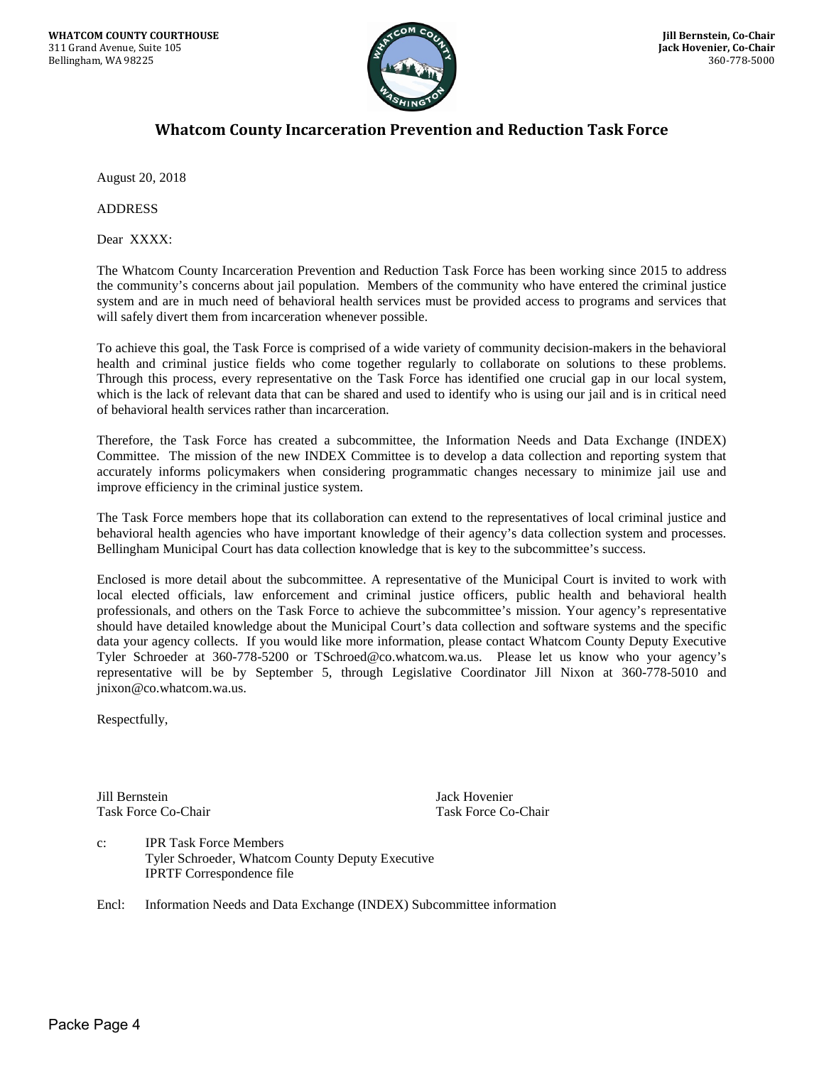**WHATCOM COUNTY COURTHOUSE**
311 Grand Avenue, Suite 105
Bellingham, WA 98225

**Jill Bernstein, Co-Chair**
**Jack Hovenier, Co-Chair**
360-778-5000

## Whatcom County Incarceration Prevention and Reduction Task Force

August 20, 2018

ADDRESS

Dear XXXX:

The Whatcom County Incarceration Prevention and Reduction Task Force has been working since 2015 to address the community's concerns about jail population. Members of the community who have entered the criminal justice system and are in much need of behavioral health services must be provided access to programs and services that will safely divert them from incarceration whenever possible.

To achieve this goal, the Task Force is comprised of a wide variety of community decision-makers in the behavioral health and criminal justice fields who come together regularly to collaborate on solutions to these problems. Through this process, every representative on the Task Force has identified one crucial gap in our local system, which is the lack of relevant data that can be shared and used to identify who is using our jail and is in critical need of behavioral health services rather than incarceration.

Therefore, the Task Force has created a subcommittee, the Information Needs and Data Exchange (INDEX) Committee. The mission of the new INDEX Committee is to develop a data collection and reporting system that accurately informs policymakers when considering programmatic changes necessary to minimize jail use and improve efficiency in the criminal justice system.

The Task Force members hope that its collaboration can extend to the representatives of local criminal justice and behavioral health agencies who have important knowledge of their agency's data collection system and processes. Bellingham Municipal Court has data collection knowledge that is key to the subcommittee's success.

Enclosed is more detail about the subcommittee. A representative of the Municipal Court is invited to work with local elected officials, law enforcement and criminal justice officers, public health and behavioral health professionals, and others on the Task Force to achieve the subcommittee's mission. Your agency's representative should have detailed knowledge about the Municipal Court's data collection and software systems and the specific data your agency collects. If you would like more information, please contact Whatcom County Deputy Executive Tyler Schroeder at 360-778-5200 or TSchroed@co.whatcom.wa.us. Please let us know who your agency's representative will be by September 5, through Legislative Coordinator Jill Nixon at 360-778-5010 and jnixon@co.whatcom.wa.us.

Respectfully,

Jill Bernstein
Task Force Co-Chair

Jack Hovenier
Task Force Co-Chair

c: IPR Task Force Members
Tyler Schroeder, Whatcom County Deputy Executive
IPRTF Correspondence file

Encl: Information Needs and Data Exchange (INDEX) Subcommittee information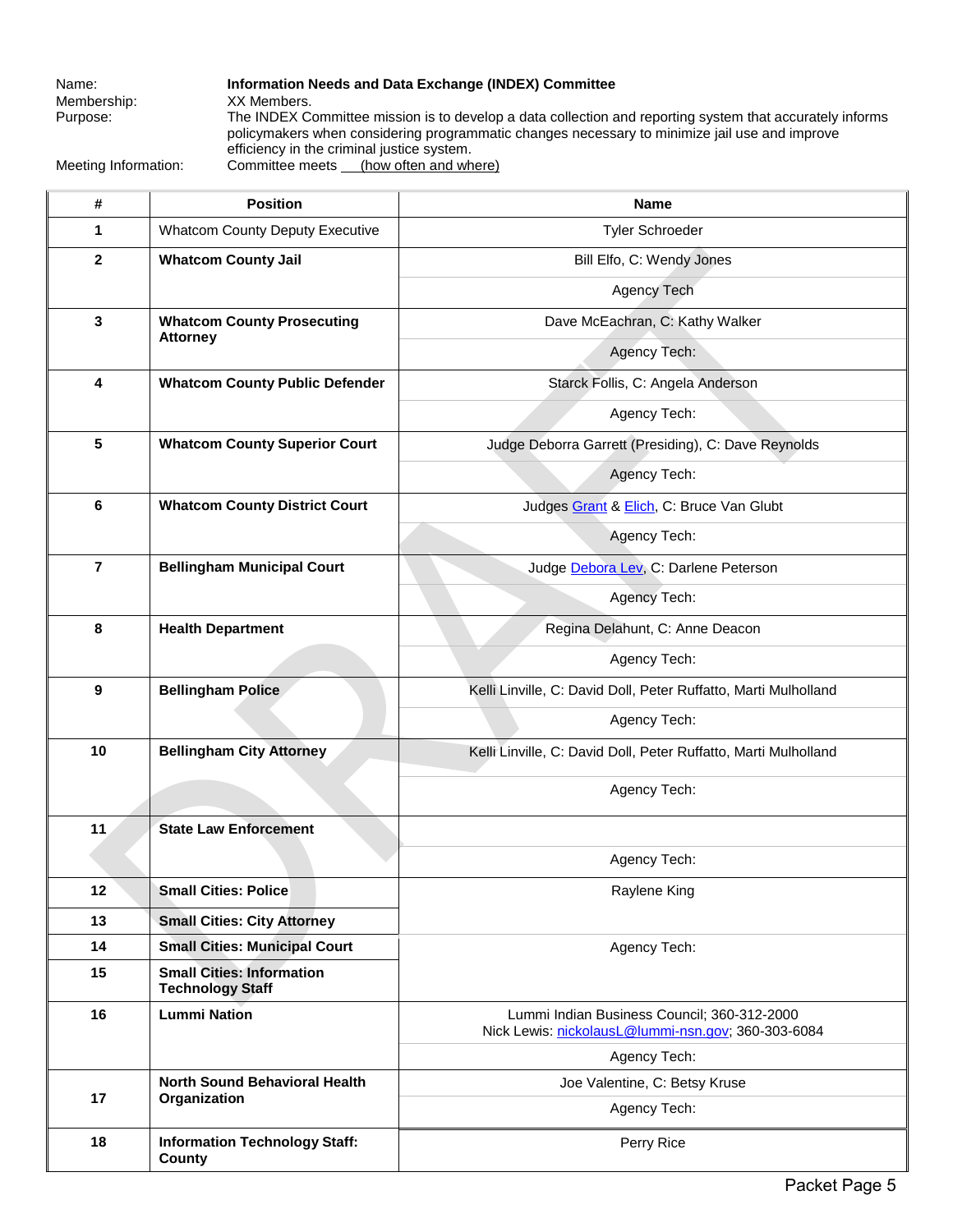Name: **Information Needs and Data Exchange (INDEX) Committee**
Membership: XX Members.
Purpose: The INDEX Committee mission is to develop a data collection and reporting system that accurately informs policymakers when considering programmatic changes necessary to minimize jail use and improve efficiency in the criminal justice system.
Meeting Information: Committee meets ___(how often and where)

| # | Position | Name |
|---|---|---|
| 1 | Whatcom County Deputy Executive | Tyler Schroeder |
| 2 | **Whatcom County Jail** | Bill Elfo, C: Wendy Jones |
| | | Agency Tech |
| 3 | **Whatcom County Prosecuting Attorney** | Dave McEachran, C: Kathy Walker |
| | | Agency Tech: |
| 4 | **Whatcom County Public Defender** | Starck Follis, C: Angela Anderson |
| | | Agency Tech: |
| 5 | **Whatcom County Superior Court** | Judge Deborra Garrett (Presiding), C: Dave Reynolds |
| | | Agency Tech: |
| 6 | **Whatcom County District Court** | Judges Grant & Elich, C: Bruce Van Glubt |
| | | Agency Tech: |
| 7 | **Bellingham Municipal Court** | Judge Debora Lev, C: Darlene Peterson |
| | | Agency Tech: |
| 8 | **Health Department** | Regina Delahunt, C: Anne Deacon |
| | | Agency Tech: |
| 9 | **Bellingham Police** | Kelli Linville, C: David Doll, Peter Ruffatto, Marti Mulholland |
| | | Agency Tech: |
| 10 | **Bellingham City Attorney** | Kelli Linville, C: David Doll, Peter Ruffatto, Marti Mulholland |
| | | Agency Tech: |
| 11 | **State Law Enforcement** | |
| | | Agency Tech: |
| 12 | **Small Cities: Police** | Raylene King |
| 13 | **Small Cities: City Attorney** | |
| 14 | **Small Cities: Municipal Court** | Agency Tech: |
| 15 | **Small Cities: Information Technology Staff** | |
| 16 | **Lummi Nation** | Lummi Indian Business Council; 360-312-2000<br>Nick Lewis: nickolausL@lummi-nsn.gov; 360-303-6084 |
| | | Agency Tech: |
| 17 | **North Sound Behavioral Health Organization** | Joe Valentine, C: Betsy Kruse |
| | | Agency Tech: |
| 18 | **Information Technology Staff: County** | Perry Rice |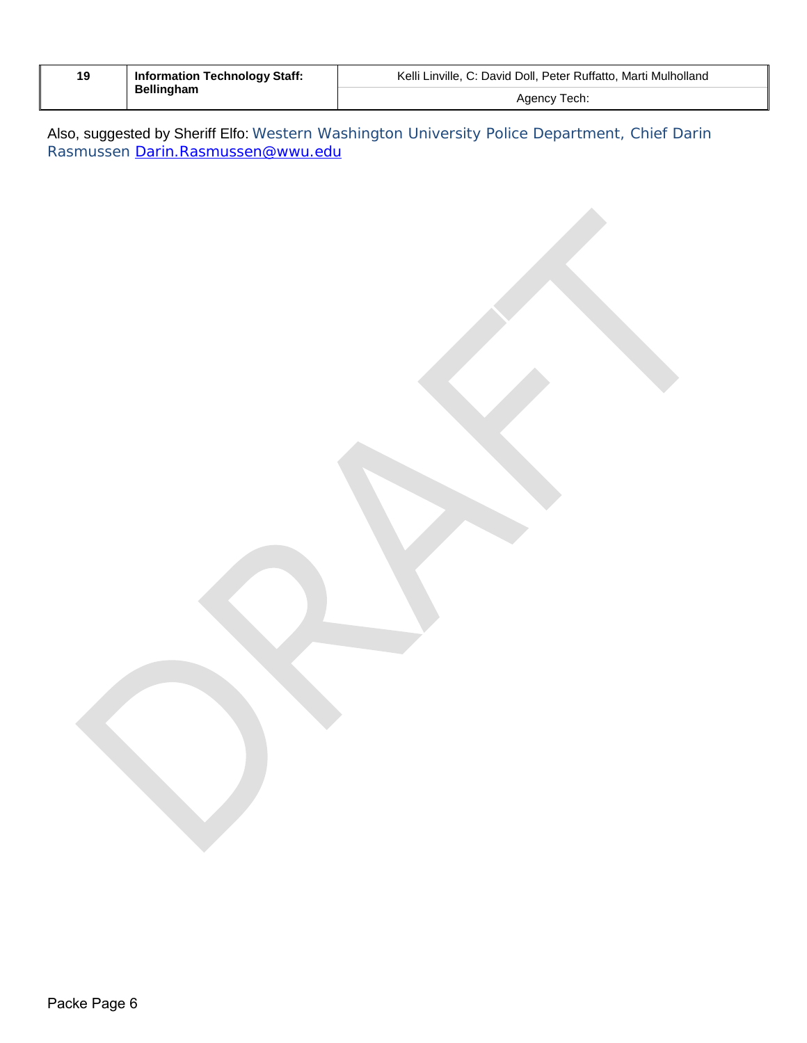| 19 | **Information Technology Staff: Bellingham** | Kelli Linville, C: David Doll, Peter Ruffatto, Marti Mulholland |
|---|---|---|
| | | Agency Tech: |

Also, suggested by Sheriff Elfo: Western Washington University Police Department, Chief Darin Rasmussen Darin.Rasmussen@wwu.edu

DRAFT

Packe Page 6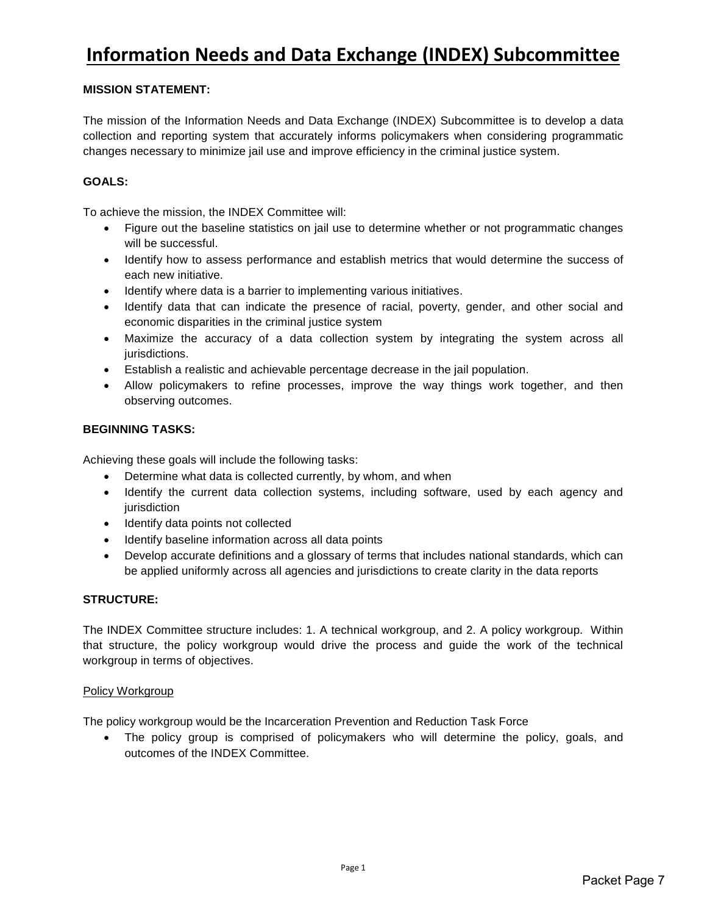# Information Needs and Data Exchange (INDEX) Subcommittee

**MISSION STATEMENT:**

The mission of the Information Needs and Data Exchange (INDEX) Subcommittee is to develop a data collection and reporting system that accurately informs policymakers when considering programmatic changes necessary to minimize jail use and improve efficiency in the criminal justice system.

**GOALS:**

To achieve the mission, the INDEX Committee will:

- Figure out the baseline statistics on jail use to determine whether or not programmatic changes will be successful.
- Identify how to assess performance and establish metrics that would determine the success of each new initiative.
- Identify where data is a barrier to implementing various initiatives.
- Identify data that can indicate the presence of racial, poverty, gender, and other social and economic disparities in the criminal justice system
- Maximize the accuracy of a data collection system by integrating the system across all jurisdictions.
- Establish a realistic and achievable percentage decrease in the jail population.
- Allow policymakers to refine processes, improve the way things work together, and then observing outcomes.

**BEGINNING TASKS:**

Achieving these goals will include the following tasks:

- Determine what data is collected currently, by whom, and when
- Identify the current data collection systems, including software, used by each agency and jurisdiction
- Identify data points not collected
- Identify baseline information across all data points
- Develop accurate definitions and a glossary of terms that includes national standards, which can be applied uniformly across all agencies and jurisdictions to create clarity in the data reports

**STRUCTURE:**

The INDEX Committee structure includes: 1. A technical workgroup, and 2. A policy workgroup. Within that structure, the policy workgroup would drive the process and guide the work of the technical workgroup in terms of objectives.

Policy Workgroup

The policy workgroup would be the Incarceration Prevention and Reduction Task Force

- The policy group is comprised of policymakers who will determine the policy, goals, and outcomes of the INDEX Committee.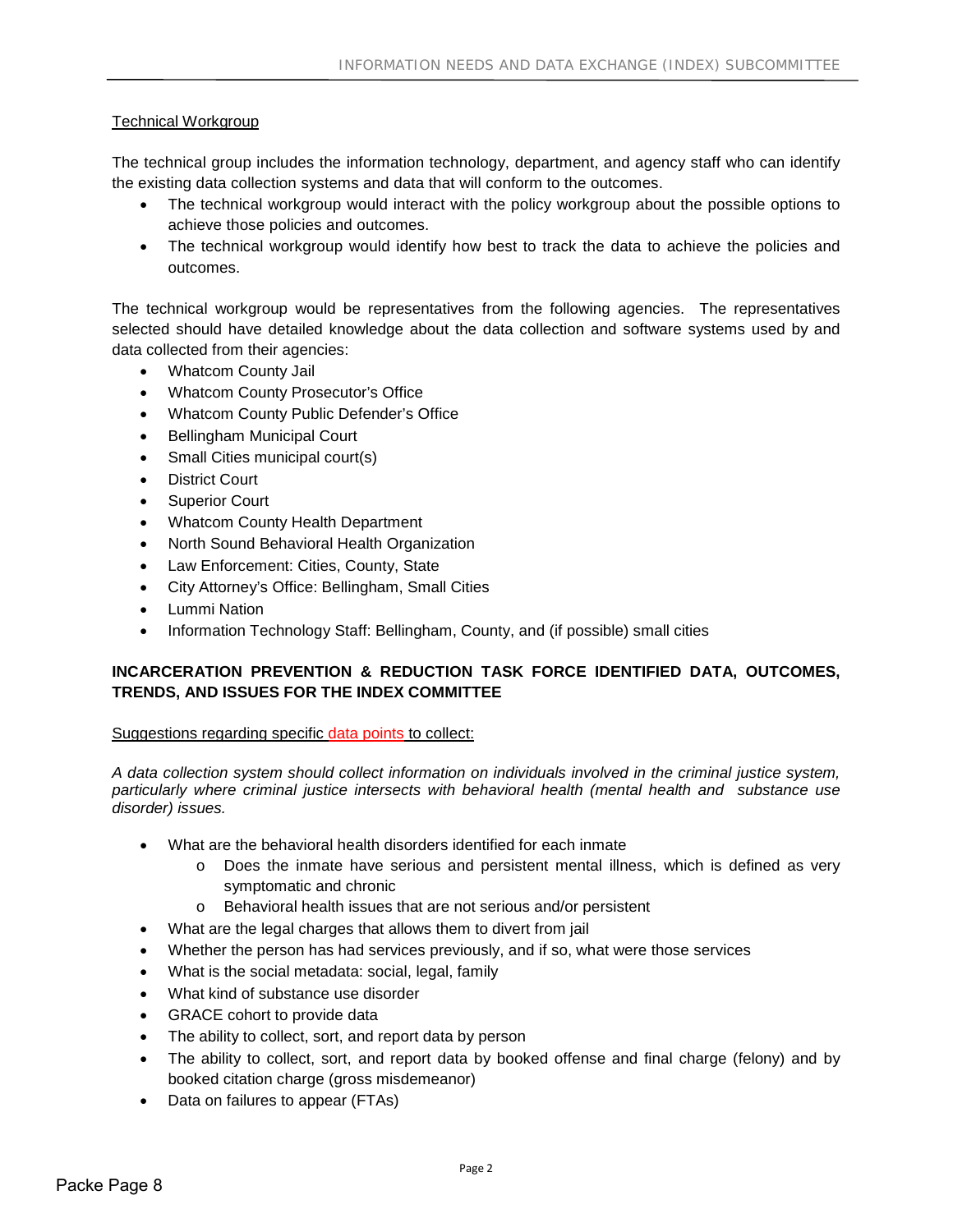Technical Workgroup

The technical group includes the information technology, department, and agency staff who can identify the existing data collection systems and data that will conform to the outcomes.

- The technical workgroup would interact with the policy workgroup about the possible options to achieve those policies and outcomes.
- The technical workgroup would identify how best to track the data to achieve the policies and outcomes.

The technical workgroup would be representatives from the following agencies. The representatives selected should have detailed knowledge about the data collection and software systems used by and data collected from their agencies:

- Whatcom County Jail
- Whatcom County Prosecutor's Office
- Whatcom County Public Defender's Office
- Bellingham Municipal Court
- Small Cities municipal court(s)
- District Court
- Superior Court
- Whatcom County Health Department
- North Sound Behavioral Health Organization
- Law Enforcement: Cities, County, State
- City Attorney's Office: Bellingham, Small Cities
- Lummi Nation
- Information Technology Staff: Bellingham, County, and (if possible) small cities

**INCARCERATION PREVENTION & REDUCTION TASK FORCE IDENTIFIED DATA, OUTCOMES, TRENDS, AND ISSUES FOR THE INDEX COMMITTEE**

Suggestions regarding specific data points to collect:

*A data collection system should collect information on individuals involved in the criminal justice system, particularly where criminal justice intersects with behavioral health (mental health and substance use disorder) issues.*

- What are the behavioral health disorders identified for each inmate
  - Does the inmate have serious and persistent mental illness, which is defined as very symptomatic and chronic
  - Behavioral health issues that are not serious and/or persistent
- What are the legal charges that allows them to divert from jail
- Whether the person has had services previously, and if so, what were those services
- What is the social metadata: social, legal, family
- What kind of substance use disorder
- GRACE cohort to provide data
- The ability to collect, sort, and report data by person
- The ability to collect, sort, and report data by booked offense and final charge (felony) and by booked citation charge (gross misdemeanor)
- Data on failures to appear (FTAs)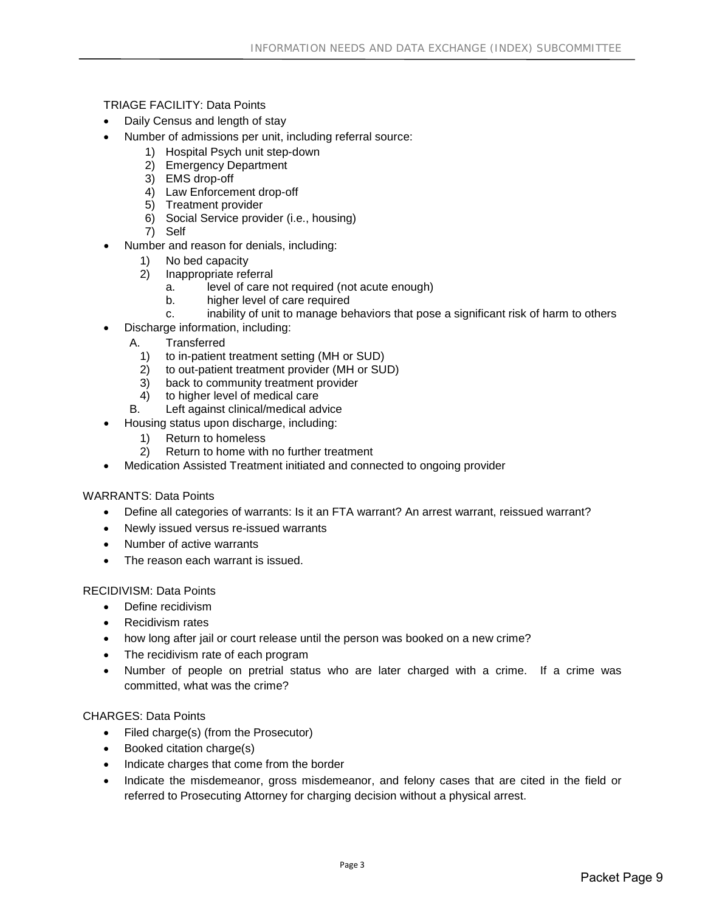TRIAGE FACILITY: Data Points

- Daily Census and length of stay
- Number of admissions per unit, including referral source:
    1) Hospital Psych unit step-down
    2) Emergency Department
    3) EMS drop-off
    4) Law Enforcement drop-off
    5) Treatment provider
    6) Social Service provider (i.e., housing)
    7) Self
- Number and reason for denials, including:
    1) No bed capacity
    2) Inappropriate referral
        a. level of care not required (not acute enough)
        b. higher level of care required
        c. inability of unit to manage behaviors that pose a significant risk of harm to others
- Discharge information, including:
    A. Transferred
        1) to in-patient treatment setting (MH or SUD)
        2) to out-patient treatment provider (MH or SUD)
        3) back to community treatment provider
        4) to higher level of medical care
    B. Left against clinical/medical advice
- Housing status upon discharge, including:
    1) Return to homeless
    2) Return to home with no further treatment
- Medication Assisted Treatment initiated and connected to ongoing provider

WARRANTS: Data Points

- Define all categories of warrants: Is it an FTA warrant? An arrest warrant, reissued warrant?
- Newly issued versus re-issued warrants
- Number of active warrants
- The reason each warrant is issued.

RECIDIVISM: Data Points

- Define recidivism
- Recidivism rates
- how long after jail or court release until the person was booked on a new crime?
- The recidivism rate of each program
- Number of people on pretrial status who are later charged with a crime. If a crime was committed, what was the crime?

CHARGES: Data Points

- Filed charge(s) (from the Prosecutor)
- Booked citation charge(s)
- Indicate charges that come from the border
- Indicate the misdemeanor, gross misdemeanor, and felony cases that are cited in the field or referred to Prosecuting Attorney for charging decision without a physical arrest.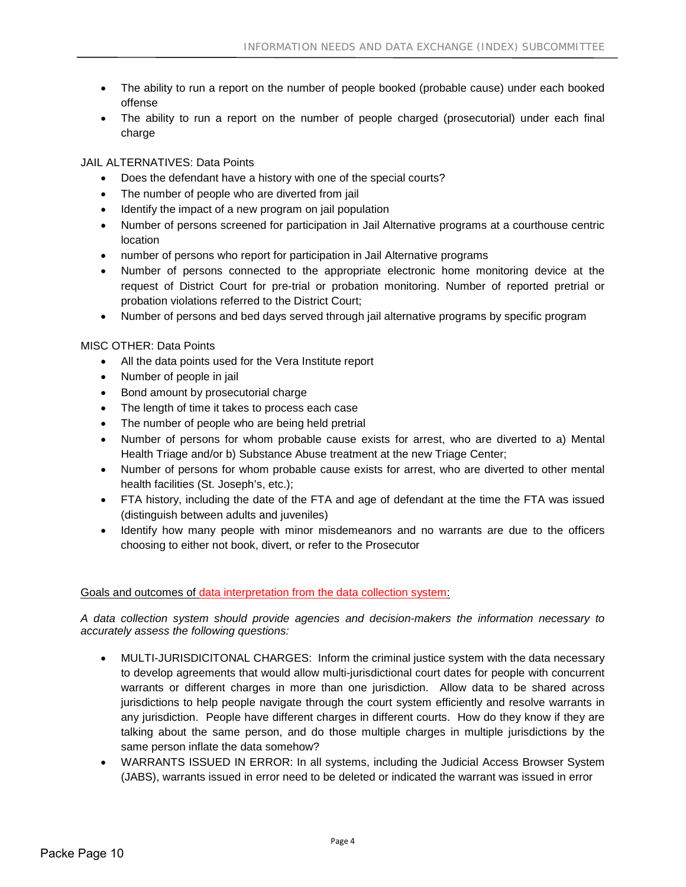- The ability to run a report on the number of people booked (probable cause) under each booked offense
- The ability to run a report on the number of people charged (prosecutorial) under each final charge

JAIL ALTERNATIVES: Data Points

- Does the defendant have a history with one of the special courts?
- The number of people who are diverted from jail
- Identify the impact of a new program on jail population
- Number of persons screened for participation in Jail Alternative programs at a courthouse centric location
- number of persons who report for participation in Jail Alternative programs
- Number of persons connected to the appropriate electronic home monitoring device at the request of District Court for pre-trial or probation monitoring. Number of reported pretrial or probation violations referred to the District Court;
- Number of persons and bed days served through jail alternative programs by specific program

MISC OTHER: Data Points

- All the data points used for the Vera Institute report
- Number of people in jail
- Bond amount by prosecutorial charge
- The length of time it takes to process each case
- The number of people who are being held pretrial
- Number of persons for whom probable cause exists for arrest, who are diverted to a) Mental Health Triage and/or b) Substance Abuse treatment at the new Triage Center;
- Number of persons for whom probable cause exists for arrest, who are diverted to other mental health facilities (St. Joseph's, etc.);
- FTA history, including the date of the FTA and age of defendant at the time the FTA was issued (distinguish between adults and juveniles)
- Identify how many people with minor misdemeanors and no warrants are due to the officers choosing to either not book, divert, or refer to the Prosecutor

Goals and outcomes of data interpretation from the data collection system:

*A data collection system should provide agencies and decision-makers the information necessary to accurately assess the following questions:*

- MULTI-JURISDICITONAL CHARGES: Inform the criminal justice system with the data necessary to develop agreements that would allow multi-jurisdictional court dates for people with concurrent warrants or different charges in more than one jurisdiction. Allow data to be shared across jurisdictions to help people navigate through the court system efficiently and resolve warrants in any jurisdiction. People have different charges in different courts. How do they know if they are talking about the same person, and do those multiple charges in multiple jurisdictions by the same person inflate the data somehow?
- WARRANTS ISSUED IN ERROR: In all systems, including the Judicial Access Browser System (JABS), warrants issued in error need to be deleted or indicated the warrant was issued in error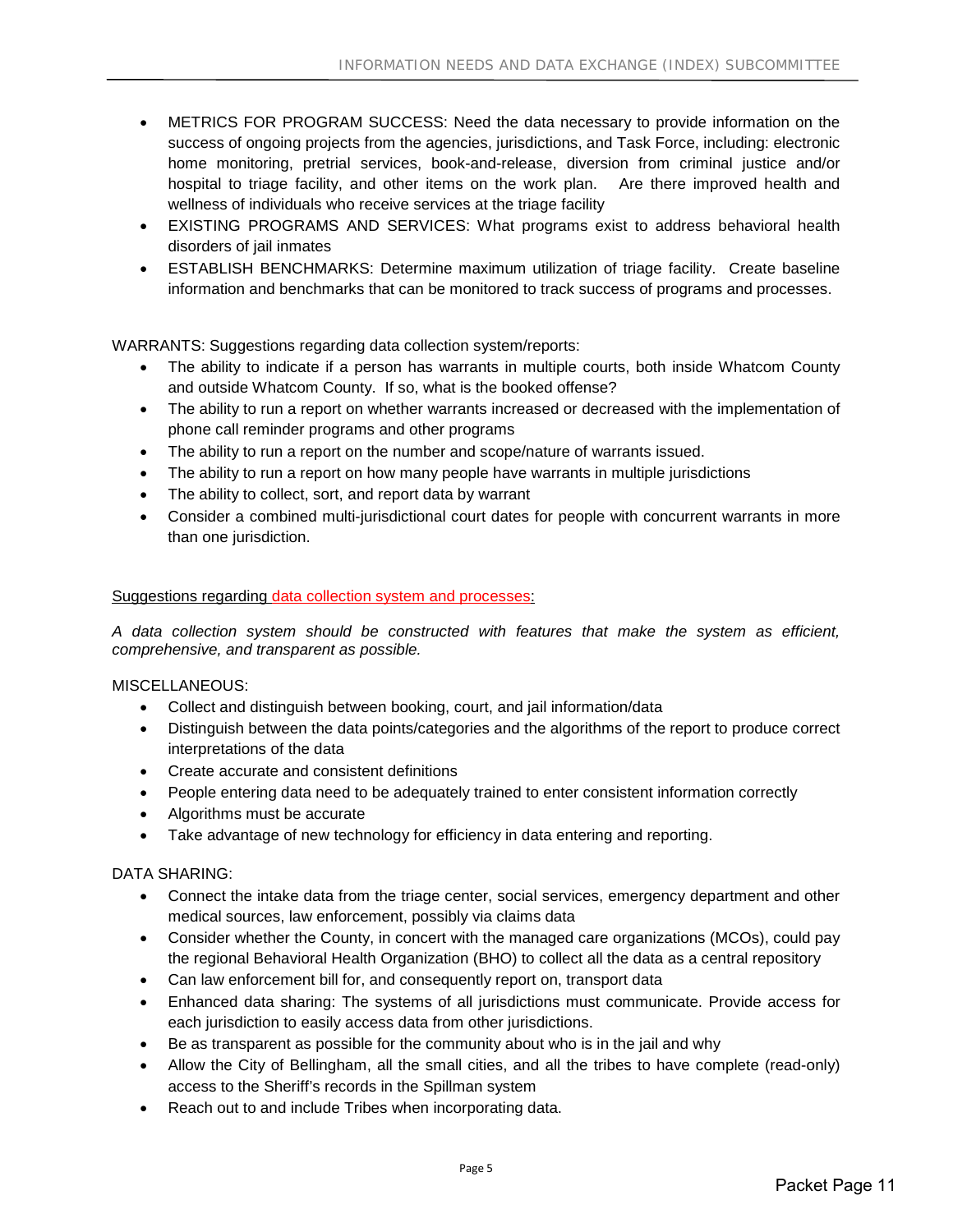- METRICS FOR PROGRAM SUCCESS: Need the data necessary to provide information on the success of ongoing projects from the agencies, jurisdictions, and Task Force, including: electronic home monitoring, pretrial services, book-and-release, diversion from criminal justice and/or hospital to triage facility, and other items on the work plan. Are there improved health and wellness of individuals who receive services at the triage facility
- EXISTING PROGRAMS AND SERVICES: What programs exist to address behavioral health disorders of jail inmates
- ESTABLISH BENCHMARKS: Determine maximum utilization of triage facility. Create baseline information and benchmarks that can be monitored to track success of programs and processes.

WARRANTS: Suggestions regarding data collection system/reports:

- The ability to indicate if a person has warrants in multiple courts, both inside Whatcom County and outside Whatcom County. If so, what is the booked offense?
- The ability to run a report on whether warrants increased or decreased with the implementation of phone call reminder programs and other programs
- The ability to run a report on the number and scope/nature of warrants issued.
- The ability to run a report on how many people have warrants in multiple jurisdictions
- The ability to collect, sort, and report data by warrant
- Consider a combined multi-jurisdictional court dates for people with concurrent warrants in more than one jurisdiction.

Suggestions regarding data collection system and processes:

*A data collection system should be constructed with features that make the system as efficient, comprehensive, and transparent as possible.*

MISCELLANEOUS:

- Collect and distinguish between booking, court, and jail information/data
- Distinguish between the data points/categories and the algorithms of the report to produce correct interpretations of the data
- Create accurate and consistent definitions
- People entering data need to be adequately trained to enter consistent information correctly
- Algorithms must be accurate
- Take advantage of new technology for efficiency in data entering and reporting.

DATA SHARING:

- Connect the intake data from the triage center, social services, emergency department and other medical sources, law enforcement, possibly via claims data
- Consider whether the County, in concert with the managed care organizations (MCOs), could pay the regional Behavioral Health Organization (BHO) to collect all the data as a central repository
- Can law enforcement bill for, and consequently report on, transport data
- Enhanced data sharing: The systems of all jurisdictions must communicate. Provide access for each jurisdiction to easily access data from other jurisdictions.
- Be as transparent as possible for the community about who is in the jail and why
- Allow the City of Bellingham, all the small cities, and all the tribes to have complete (read-only) access to the Sheriff's records in the Spillman system
- Reach out to and include Tribes when incorporating data.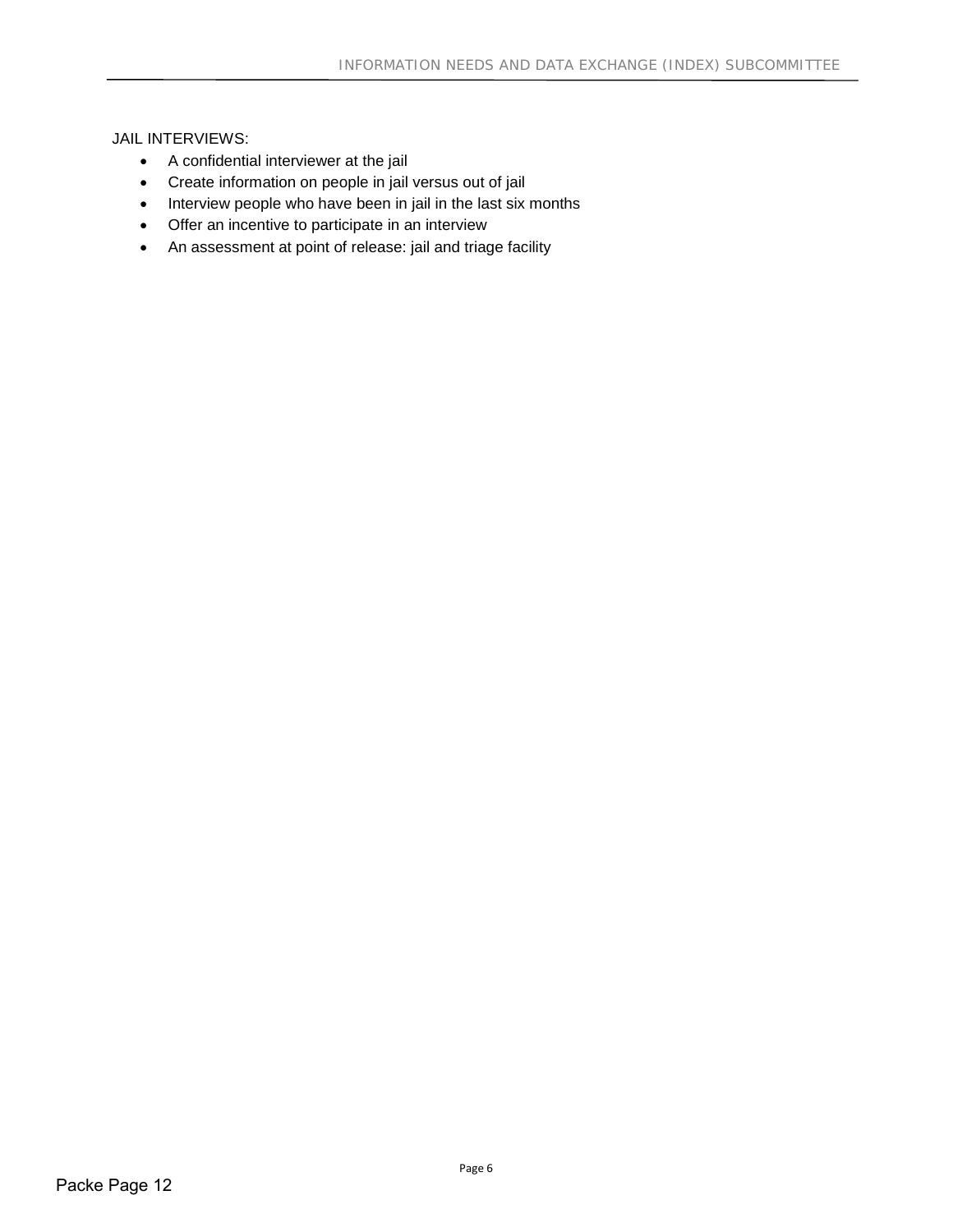JAIL INTERVIEWS:

- A confidential interviewer at the jail
- Create information on people in jail versus out of jail
- Interview people who have been in jail in the last six months
- Offer an incentive to participate in an interview
- An assessment at point of release: jail and triage facility